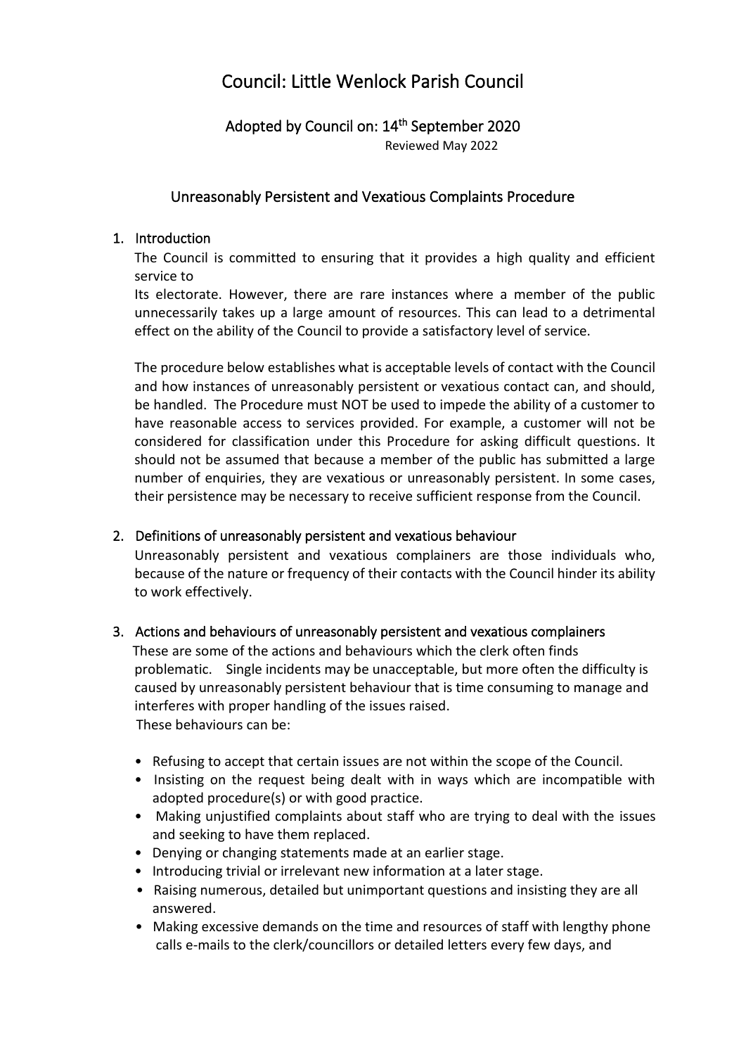# Council: Little Wenlock Parish Council

## Adopted by Council on: 14th September 2020

Reviewed May 2022

## Unreasonably Persistent and Vexatious Complaints Procedure

### 1. Introduction

The Council is committed to ensuring that it provides a high quality and efficient service to
Its electorate. However, there are rare instances where a member of the public unnecessarily takes up a large amount of resources. This can lead to a detrimental effect on the ability of the Council to provide a satisfactory level of service.

The procedure below establishes what is acceptable levels of contact with the Council and how instances of unreasonably persistent or vexatious contact can, and should, be handled. The Procedure must NOT be used to impede the ability of a customer to have reasonable access to services provided. For example, a customer will not be considered for classification under this Procedure for asking difficult questions. It should not be assumed that because a member of the public has submitted a large number of enquiries, they are vexatious or unreasonably persistent. In some cases, their persistence may be necessary to receive sufficient response from the Council.

### 2. Definitions of unreasonably persistent and vexatious behaviour

Unreasonably persistent and vexatious complainers are those individuals who, because of the nature or frequency of their contacts with the Council hinder its ability to work effectively.

### 3. Actions and behaviours of unreasonably persistent and vexatious complainers

These are some of the actions and behaviours which the clerk often finds problematic. Single incidents may be unacceptable, but more often the difficulty is caused by unreasonably persistent behaviour that is time consuming to manage and interferes with proper handling of the issues raised.
These behaviours can be:

- Refusing to accept that certain issues are not within the scope of the Council.
- Insisting on the request being dealt with in ways which are incompatible with adopted procedure(s) or with good practice.
- Making unjustified complaints about staff who are trying to deal with the issues and seeking to have them replaced.
- Denying or changing statements made at an earlier stage.
- Introducing trivial or irrelevant new information at a later stage.
- Raising numerous, detailed but unimportant questions and insisting they are all answered.
- Making excessive demands on the time and resources of staff with lengthy phone calls e-mails to the clerk/councillors or detailed letters every few days, and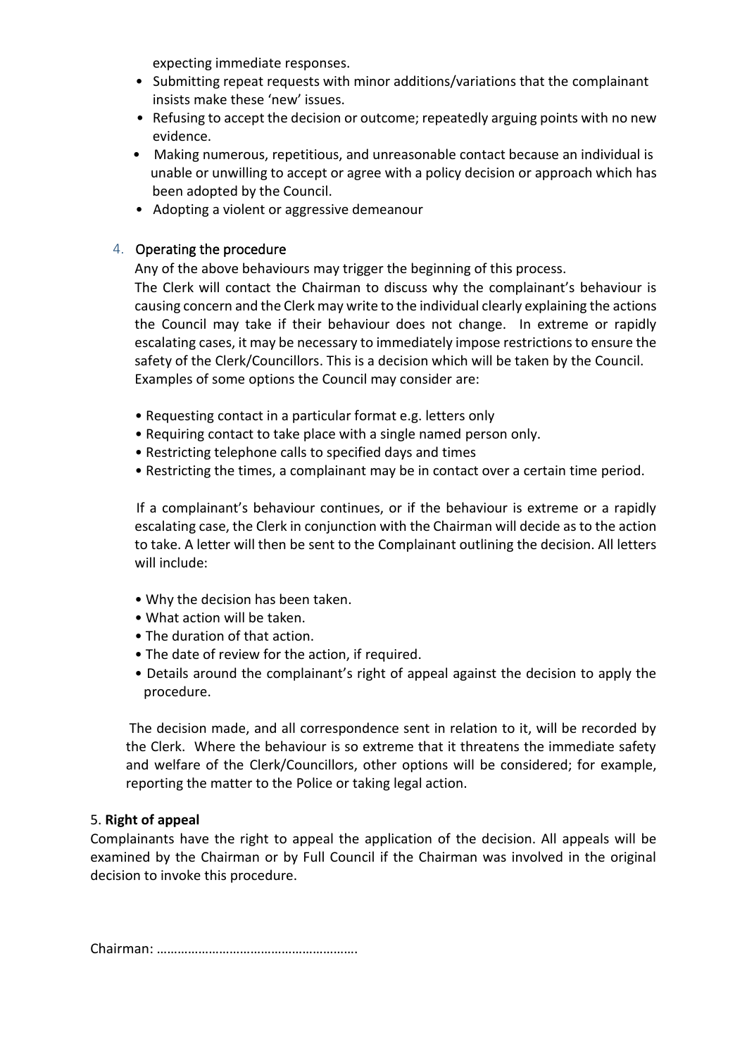expecting immediate responses.

- Submitting repeat requests with minor additions/variations that the complainant insists make these 'new' issues.
- Refusing to accept the decision or outcome; repeatedly arguing points with no new evidence.
- Making numerous, repetitious, and unreasonable contact because an individual is unable or unwilling to accept or agree with a policy decision or approach which has been adopted by the Council.
- Adopting a violent or aggressive demeanour

4. Operating the procedure

Any of the above behaviours may trigger the beginning of this process.

The Clerk will contact the Chairman to discuss why the complainant's behaviour is causing concern and the Clerk may write to the individual clearly explaining the actions the Council may take if their behaviour does not change. In extreme or rapidly escalating cases, it may be necessary to immediately impose restrictions to ensure the safety of the Clerk/Councillors. This is a decision which will be taken by the Council. Examples of some options the Council may consider are:

- Requesting contact in a particular format e.g. letters only
- Requiring contact to take place with a single named person only.
- Restricting telephone calls to specified days and times
- Restricting the times, a complainant may be in contact over a certain time period.

If a complainant's behaviour continues, or if the behaviour is extreme or a rapidly escalating case, the Clerk in conjunction with the Chairman will decide as to the action to take. A letter will then be sent to the Complainant outlining the decision. All letters will include:

- Why the decision has been taken.
- What action will be taken.
- The duration of that action.
- The date of review for the action, if required.
- Details around the complainant's right of appeal against the decision to apply the procedure.

The decision made, and all correspondence sent in relation to it, will be recorded by the Clerk. Where the behaviour is so extreme that it threatens the immediate safety and welfare of the Clerk/Councillors, other options will be considered; for example, reporting the matter to the Police or taking legal action.

5. **Right of appeal**

Complainants have the right to appeal the application of the decision. All appeals will be examined by the Chairman or by Full Council if the Chairman was involved in the original decision to invoke this procedure.

Chairman: ………………………………………………….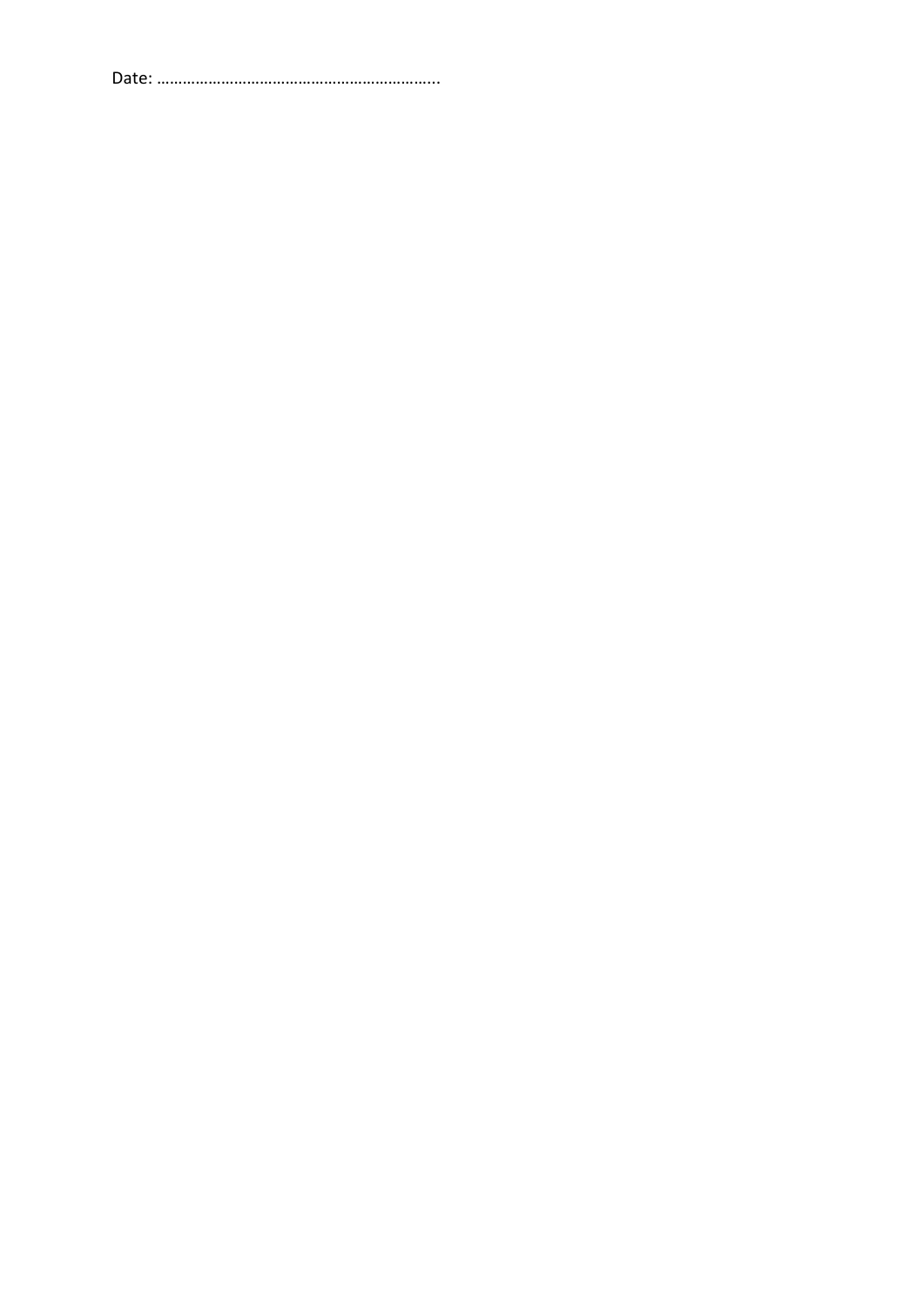Date: …………………………………………………………..